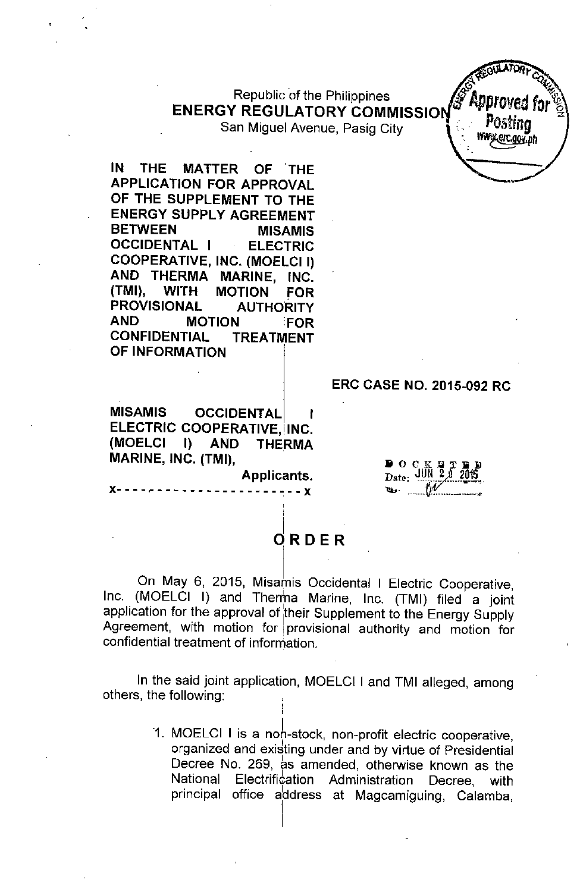Republic of the Philippines
**ENERGY REGULATORY COMMISSION**
San Miguel Avenue, Pasig City

**IN THE MATTER OF THE APPLICATION FOR APPROVAL OF THE SUPPLEMENT TO THE ENERGY SUPPLY AGREEMENT BETWEEN MISAMIS OCCIDENTAL I ELECTRIC COOPERATIVE, INC. (MOELCI I) AND THERMA MARINE, INC. (TMI), WITH MOTION FOR PROVISIONAL AUTHORITY AND MOTION FOR CONFIDENTIAL TREATMENT OF INFORMATION**

**ERC CASE NO. 2015-092 RC**

**MISAMIS OCCIDENTAL I ELECTRIC COOPERATIVE, INC. (MOELCI I) AND THERMA MARINE, INC. (TMI),**
**Applicants.**
x- - - - - - - - - - - - - - - - - - - - - - x

DOCKETED
Date: JUN 29 2015

# ORDER

On May 6, 2015, Misamis Occidental I Electric Cooperative, Inc. (MOELCI I) and Therma Marine, Inc. (TMI) filed a joint application for the approval of their Supplement to the Energy Supply Agreement, with motion for provisional authority and motion for confidential treatment of information.

In the said joint application, MOELCI I and TMI alleged, among others, the following:

1. MOELCI I is a non-stock, non-profit electric cooperative, organized and existing under and by virtue of Presidential Decree No. 269, as amended, otherwise known as the National Electrification Administration Decree, with principal office address at Magcamiguing, Calamba,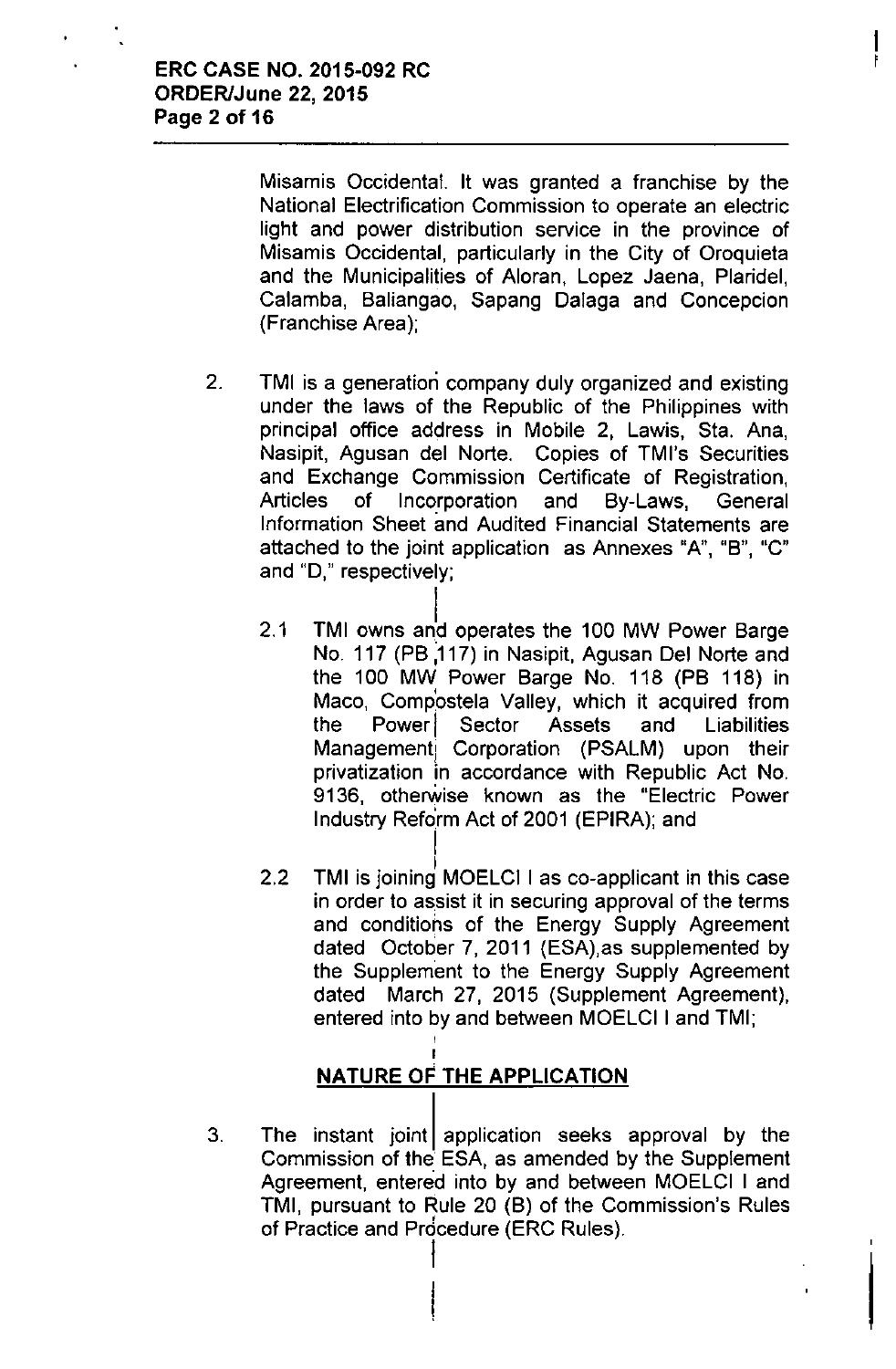Misamis Occidental. It was granted a franchise by the National Electrification Commission to operate an electric light and power distribution service in the province of Misamis Occidental, particularly in the City of Oroquieta and the Municipalities of Aloran, Lopez Jaena, Plaridel, Calamba, Baliangao, Sapang Dalaga and Concepcion (Franchise Area);

2. TMI is a generation company duly organized and existing under the laws of the Republic of the Philippines with principal office address in Mobile 2, Lawis, Sta. Ana, Nasipit, Agusan del Norte. Copies of TMI's Securities and Exchange Commission Certificate of Registration, Articles of Incorporation and By-Laws, General Information Sheet and Audited Financial Statements are attached to the joint application as Annexes "A", "B", "C" and "D," respectively;

   2.1 TMI owns and operates the 100 MW Power Barge No. 117 (PB 117) in Nasipit, Agusan Del Norte and the 100 MW Power Barge No. 118 (PB 118) in Maco, Compostela Valley, which it acquired from the Power Sector Assets and Liabilities Management Corporation (PSALM) upon their privatization in accordance with Republic Act No. 9136, otherwise known as the "Electric Power Industry Reform Act of 2001 (EPIRA); and

   2.2 TMI is joining MOELCI I as co-applicant in this case in order to assist it in securing approval of the terms and conditions of the Energy Supply Agreement dated October 7, 2011 (ESA), as supplemented by the Supplement to the Energy Supply Agreement dated March 27, 2015 (Supplement Agreement), entered into by and between MOELCI I and TMI;

## NATURE OF THE APPLICATION

3. The instant joint application seeks approval by the Commission of the ESA, as amended by the Supplement Agreement, entered into by and between MOELCI I and TMI, pursuant to Rule 20 (B) of the Commission's Rules of Practice and Procedure (ERC Rules).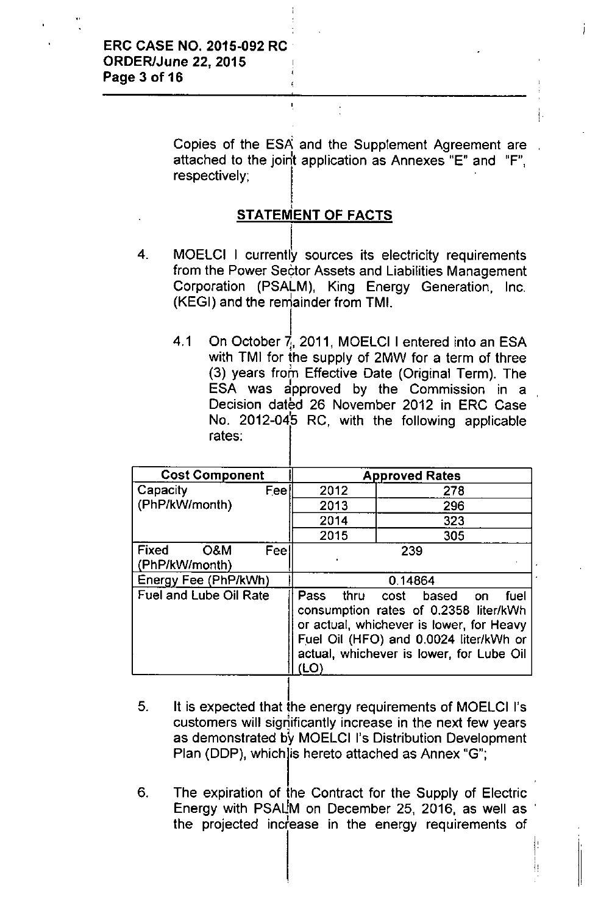Copies of the ESA and the Supplement Agreement are attached to the joint application as Annexes "E" and "F", respectively;

## STATEMENT OF FACTS

4. MOELCI I currently sources its electricity requirements from the Power Sector Assets and Liabilities Management Corporation (PSALM), King Energy Generation, Inc. (KEGI) and the remainder from TMI.

   4.1 On October 7, 2011, MOELCI I entered into an ESA with TMI for the supply of 2MW for a term of three (3) years from Effective Date (Original Term). The ESA was approved by the Commission in a Decision dated 26 November 2012 in ERC Case No. 2012-045 RC, with the following applicable rates:

| Cost Component | Approved Rates | |
|---|---|---|
| Capacity Fee (PhP/kW/month) | 2012 | 278 |
| | 2013 | 296 |
| | 2014 | 323 |
| | 2015 | 305 |
| Fixed O&M Fee (PhP/kW/month) | 239 | |
| Energy Fee (PhP/kWh) | 0.14864 | |
| Fuel and Lube Oil Rate | Pass thru cost based on fuel consumption rates of 0.2358 liter/kWh or actual, whichever is lower, for Heavy Fuel Oil (HFO) and 0.0024 liter/kWh or actual, whichever is lower, for Lube Oil (LO) | |

5. It is expected that the energy requirements of MOELCI I's customers will significantly increase in the next few years as demonstrated by MOELCI I's Distribution Development Plan (DDP), which is hereto attached as Annex "G";

6. The expiration of the Contract for the Supply of Electric Energy with PSALM on December 25, 2016, as well as the projected increase in the energy requirements of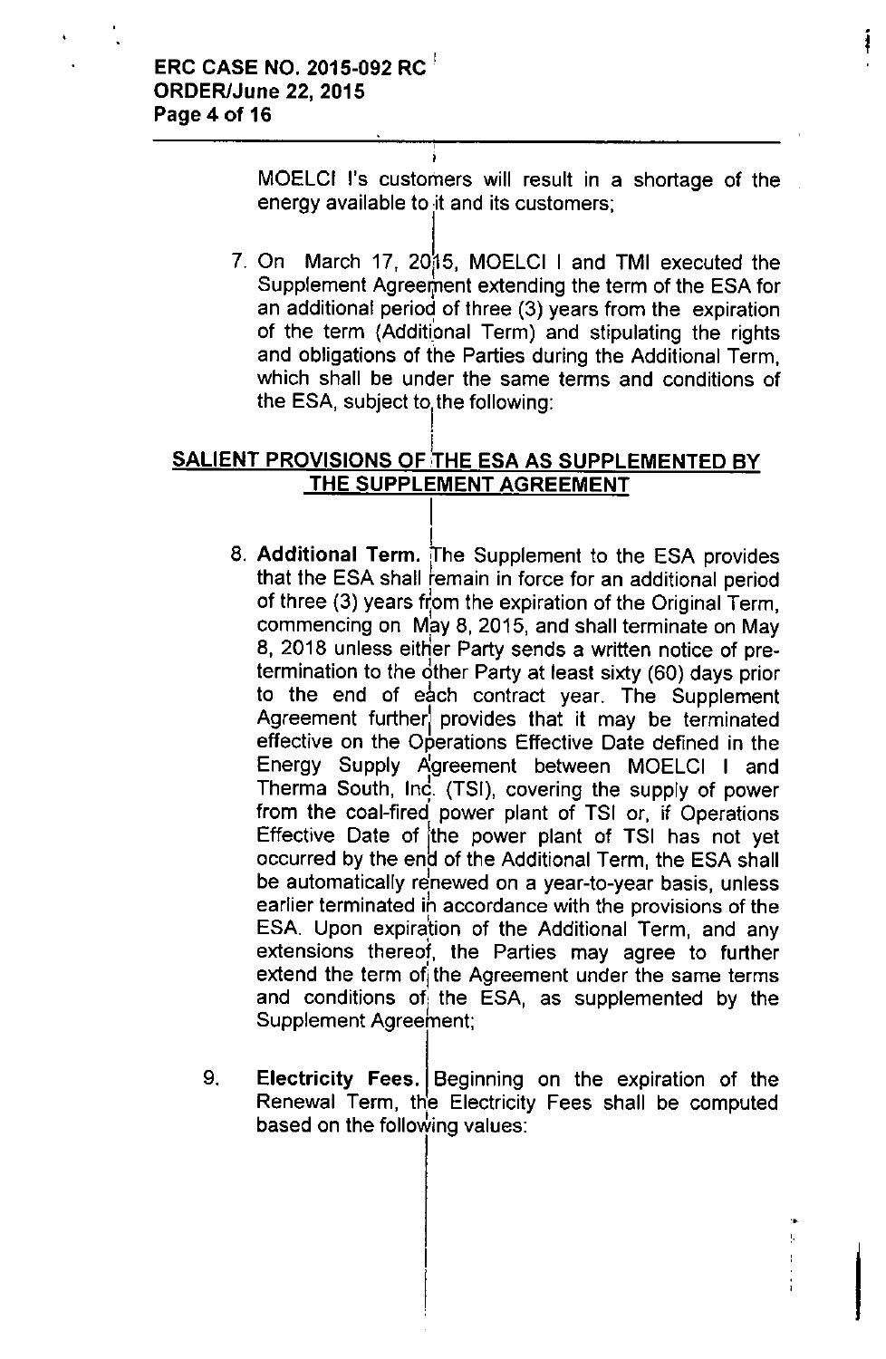MOELCI I's customers will result in a shortage of the energy available to it and its customers;

7. On March 17, 2015, MOELCI I and TMI executed the Supplement Agreement extending the term of the ESA for an additional period of three (3) years from the expiration of the term (Additional Term) and stipulating the rights and obligations of the Parties during the Additional Term, which shall be under the same terms and conditions of the ESA, subject to the following:

## SALIENT PROVISIONS OF THE ESA AS SUPPLEMENTED BY THE SUPPLEMENT AGREEMENT

8. **Additional Term.** The Supplement to the ESA provides that the ESA shall remain in force for an additional period of three (3) years from the expiration of the Original Term, commencing on May 8, 2015, and shall terminate on May 8, 2018 unless either Party sends a written notice of pre-termination to the other Party at least sixty (60) days prior to the end of each contract year. The Supplement Agreement further provides that it may be terminated effective on the Operations Effective Date defined in the Energy Supply Agreement between MOELCI I and Therma South, Inc. (TSI), covering the supply of power from the coal-fired power plant of TSI or, if Operations Effective Date of the power plant of TSI has not yet occurred by the end of the Additional Term, the ESA shall be automatically renewed on a year-to-year basis, unless earlier terminated in accordance with the provisions of the ESA. Upon expiration of the Additional Term, and any extensions thereof, the Parties may agree to further extend the term of the Agreement under the same terms and conditions of the ESA, as supplemented by the Supplement Agreement;

9. **Electricity Fees.** Beginning on the expiration of the Renewal Term, the Electricity Fees shall be computed based on the following values: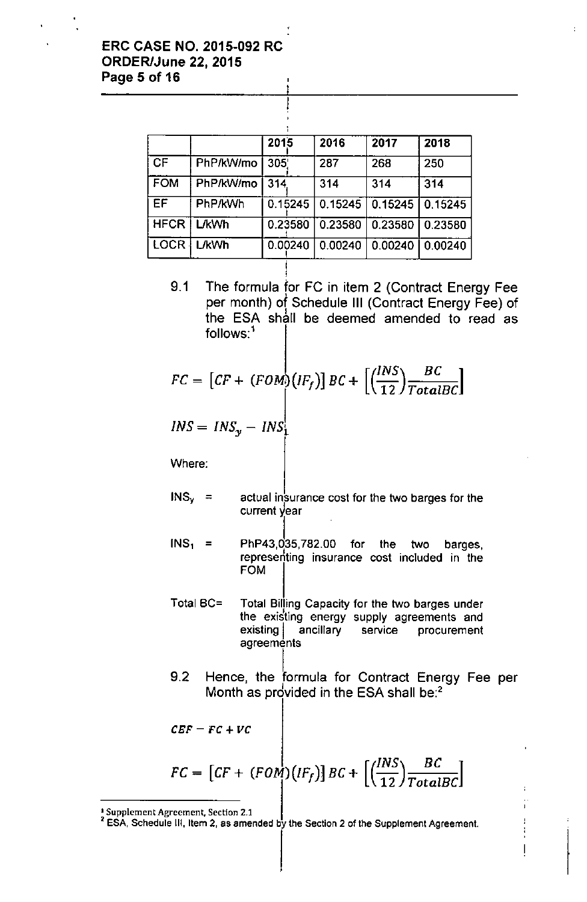| | | 2015 | 2016 | 2017 | 2018 |
|---|---|---|---|---|---|
| CF | PhP/kW/mo | 305 | 287 | 268 | 250 |
| FOM | PhP/kW/mo | 314 | 314 | 314 | 314 |
| EF | PhP/kWh | 0.15245 | 0.15245 | 0.15245 | 0.15245 |
| HFCR | L/kWh | 0.23580 | 0.23580 | 0.23580 | 0.23580 |
| LOCR | L/kWh | 0.00240 | 0.00240 | 0.00240 | 0.00240 |

9.1 The formula for FC in item 2 (Contract Energy Fee per month) of Schedule III (Contract Energy Fee) of the ESA shall be deemed amended to read as follows:[1]

$$FC = [CF + (FOM)(IF_f)]\,BC + \left[\left(\frac{INS}{12}\right)\frac{BC}{TotalBC}\right]$$

$$INS = INS_y - INS_1$$

Where:

$INS_y$ = actual insurance cost for the two barges for the current year

$INS_1$ = PhP43,035,782.00 for the two barges, representing insurance cost included in the FOM

Total BC= Total Billing Capacity for the two barges under the existing energy supply agreements and existing ancillary service procurement agreements

9.2 Hence, the formula for Contract Energy Fee per Month as provided in the ESA shall be:[2]

$$CEF - FC + VC$$

$$FC = [CF + (FOM)(IF_f)]\,BC + \left[\left(\frac{INS}{12}\right)\frac{BC}{TotalBC}\right]$$

---

[1] Supplement Agreement, Section 2.1

[2] ESA, Schedule III, Item 2, as amended by the Section 2 of the Supplement Agreement.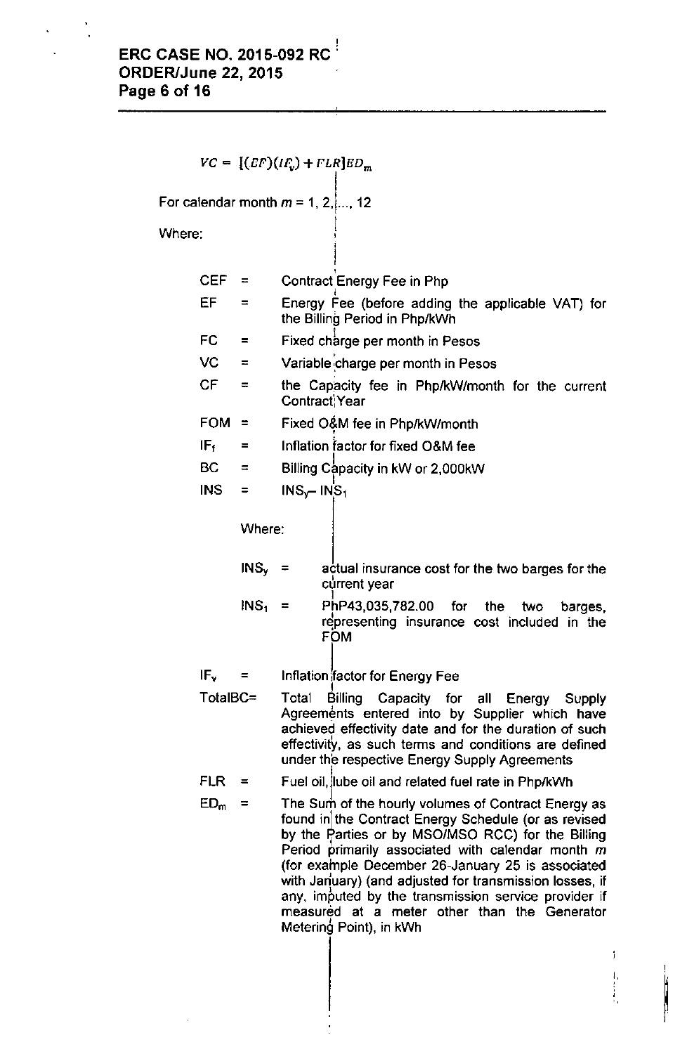$$VC = [(EF)(IF_v) + FLR]ED_m$$

For calendar month $m$ = 1, 2, ..., 12

Where:

| | | |
|---|---|---|
| CEF | = | Contract Energy Fee in Php |
| EF | = | Energy Fee (before adding the applicable VAT) for the Billing Period in Php/kWh |
| FC | = | Fixed charge per month in Pesos |
| VC | = | Variable charge per month in Pesos |
| CF | = | the Capacity fee in Php/kW/month for the current Contract Year |
| FOM | = | Fixed O&M fee in Php/kW/month |
| $IF_f$ | = | Inflation factor for fixed O&M fee |
| BC | = | Billing Capacity in kW or 2,000kW |
| INS | = | $INS_y - INS_1$ |

Where:

| | | |
|---|---|---|
| $INS_y$ | = | actual insurance cost for the two barges for the current year |
| $INS_1$ | = | PhP43,035,782.00 for the two barges, representing insurance cost included in the FOM |

| | | |
|---|---|---|
| $IF_v$ | = | Inflation factor for Energy Fee |
| TotalBC | = | Total Billing Capacity for all Energy Supply Agreements entered into by Supplier which have achieved effectivity date and for the duration of such effectivity, as such terms and conditions are defined under the respective Energy Supply Agreements |
| FLR | = | Fuel oil, lube oil and related fuel rate in Php/kWh |
| $ED_m$ | = | The Sum of the hourly volumes of Contract Energy as found in the Contract Energy Schedule (or as revised by the Parties or by MSO/MSO RCC) for the Billing Period primarily associated with calendar month $m$ (for example December 26-January 25 is associated with January) (and adjusted for transmission losses, if any, imputed by the transmission service provider if measured at a meter other than the Generator Metering Point), in kWh |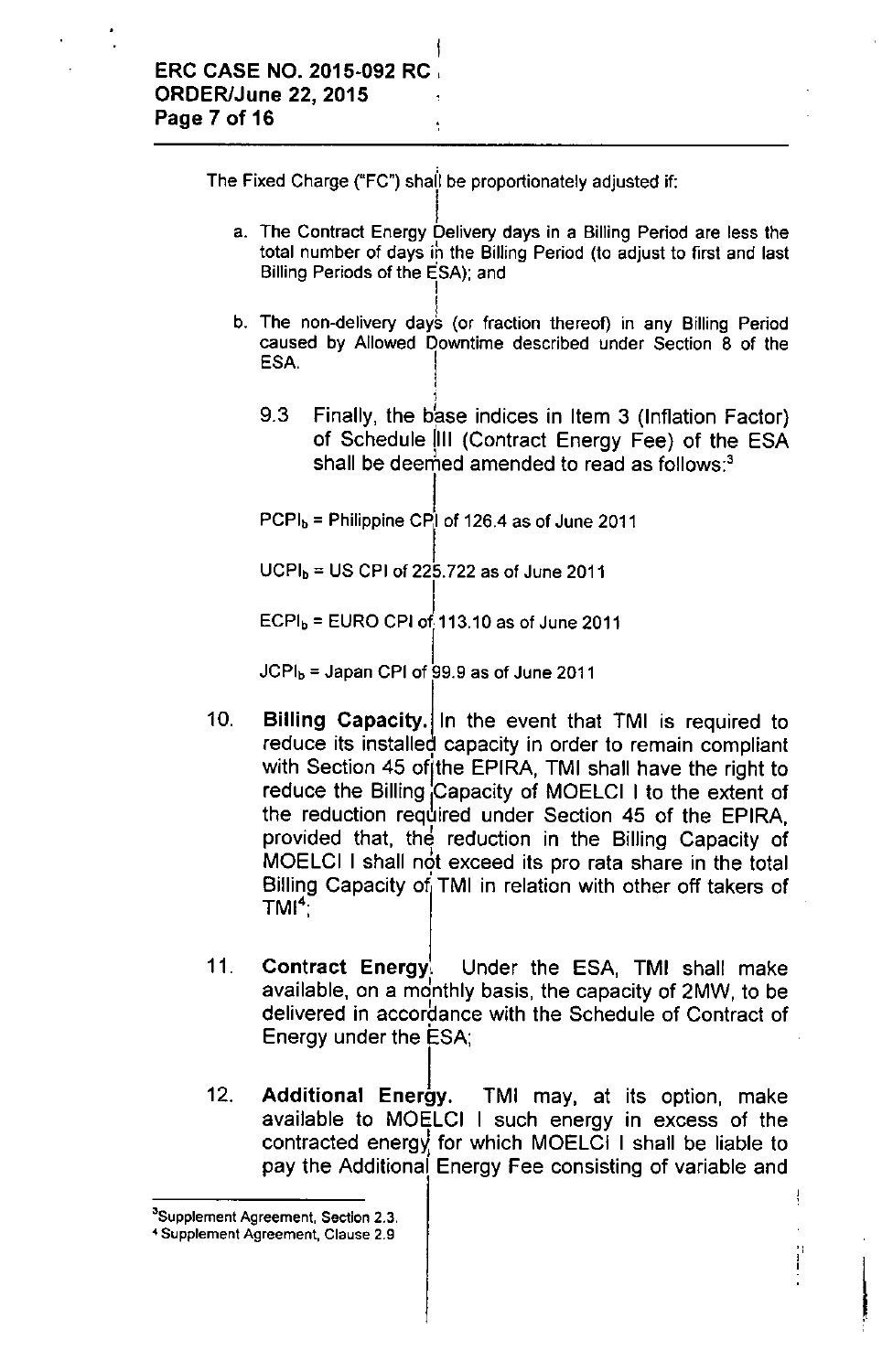The Fixed Charge ("FC") shall be proportionately adjusted if:

a. The Contract Energy Delivery days in a Billing Period are less the total number of days in the Billing Period (to adjust to first and last Billing Periods of the ESA); and

b. The non-delivery days (or fraction thereof) in any Billing Period caused by Allowed Downtime described under Section 8 of the ESA.

9.3 Finally, the base indices in Item 3 (Inflation Factor) of Schedule III (Contract Energy Fee) of the ESA shall be deemed amended to read as follows:[3]

$PCPI_b$ = Philippine CPI of 126.4 as of June 2011

$UCPI_b$ = US CPI of 225.722 as of June 2011

$ECPI_b$ = EURO CPI of 113.10 as of June 2011

$JCPI_b$ = Japan CPI of 99.9 as of June 2011

10. **Billing Capacity.** In the event that TMI is required to reduce its installed capacity in order to remain compliant with Section 45 of the EPIRA, TMI shall have the right to reduce the Billing Capacity of MOELCI I to the extent of the reduction required under Section 45 of the EPIRA, provided that, the reduction in the Billing Capacity of MOELCI I shall not exceed its pro rata share in the total Billing Capacity of TMI in relation with other off takers of TMI[4];

11. **Contract Energy.** Under the ESA, TMI shall make available, on a monthly basis, the capacity of 2MW, to be delivered in accordance with the Schedule of Contract of Energy under the ESA;

12. **Additional Energy.** TMI may, at its option, make available to MOELCI I such energy in excess of the contracted energy for which MOELCI I shall be liable to pay the Additional Energy Fee consisting of variable and

---

[3] Supplement Agreement, Section 2.3.

[4] Supplement Agreement, Clause 2.9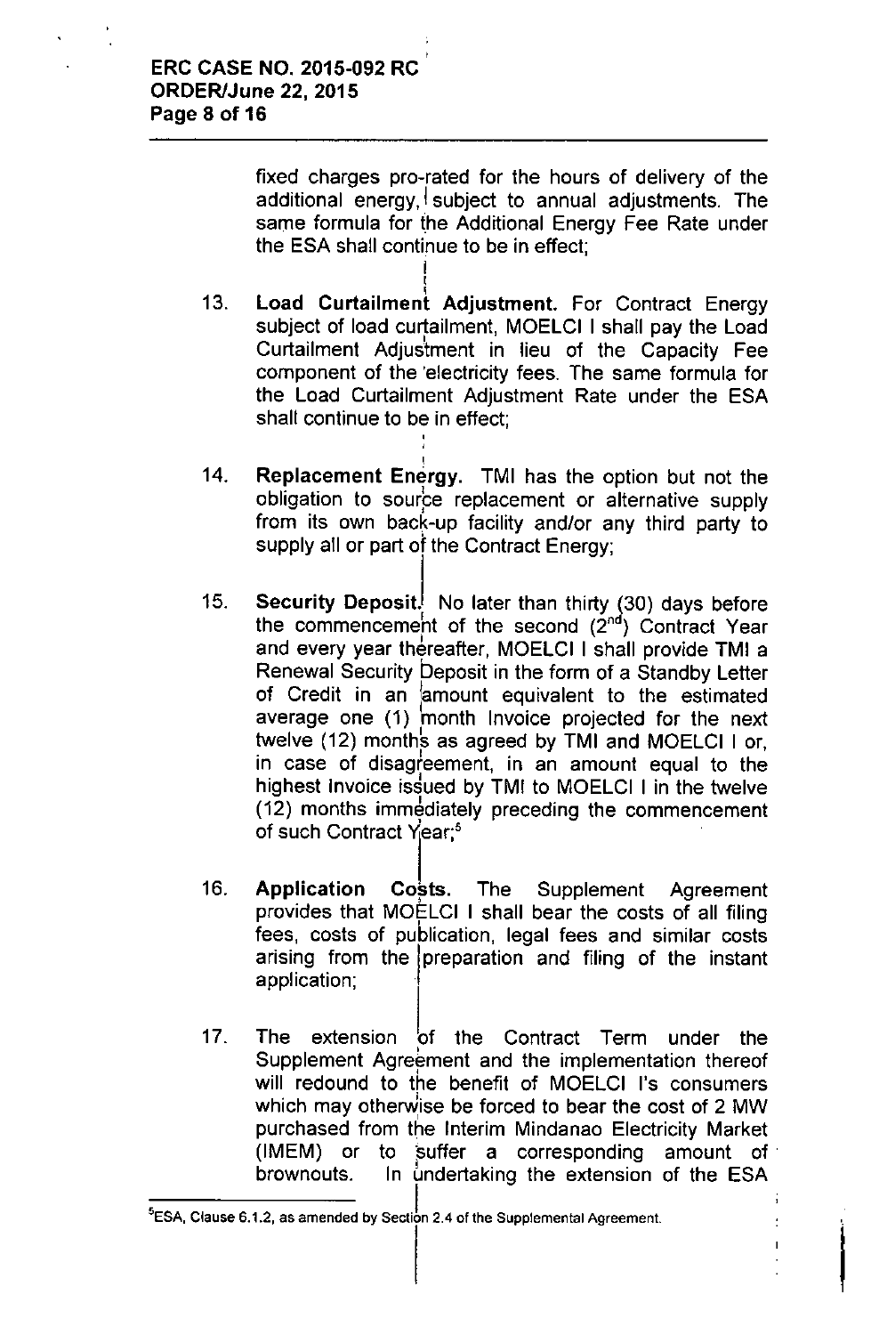fixed charges pro-rated for the hours of delivery of the additional energy, subject to annual adjustments. The same formula for the Additional Energy Fee Rate under the ESA shall continue to be in effect;

13. **Load Curtailment Adjustment.** For Contract Energy subject of load curtailment, MOELCI I shall pay the Load Curtailment Adjustment in lieu of the Capacity Fee component of the electricity fees. The same formula for the Load Curtailment Adjustment Rate under the ESA shall continue to be in effect;

14. **Replacement Energy.** TMI has the option but not the obligation to source replacement or alternative supply from its own back-up facility and/or any third party to supply all or part of the Contract Energy;

15. **Security Deposit.** No later than thirty (30) days before the commencement of the second ($2^{nd}$) Contract Year and every year thereafter, MOELCI I shall provide TMI a Renewal Security Deposit in the form of a Standby Letter of Credit in an amount equivalent to the estimated average one (1) month Invoice projected for the next twelve (12) months as agreed by TMI and MOELCI I or, in case of disagreement, in an amount equal to the highest Invoice issued by TMI to MOELCI I in the twelve (12) months immediately preceding the commencement of such Contract Year;[5]

16. **Application Costs.** The Supplement Agreement provides that MOELCI I shall bear the costs of all filing fees, costs of publication, legal fees and similar costs arising from the preparation and filing of the instant application;

17. The extension of the Contract Term under the Supplement Agreement and the implementation thereof will redound to the benefit of MOELCI I's consumers which may otherwise be forced to bear the cost of 2 MW purchased from the Interim Mindanao Electricity Market (IMEM) or to suffer a corresponding amount of brownouts. In undertaking the extension of the ESA

---

[5] ESA, Clause 6.1.2, as amended by Section 2.4 of the Supplemental Agreement.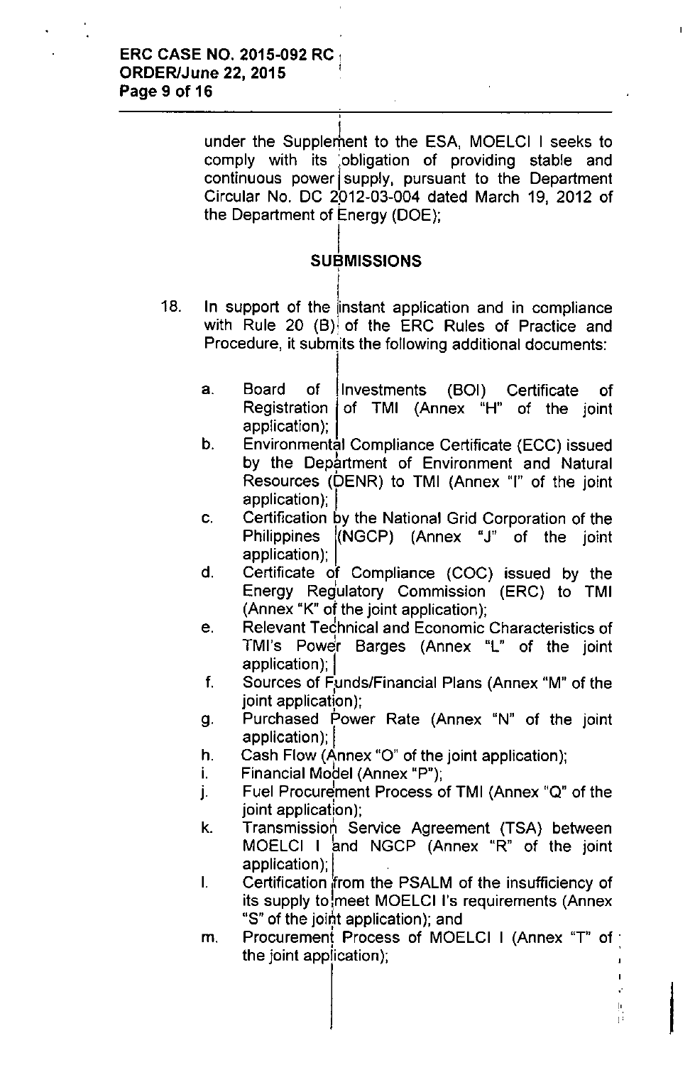under the Supplement to the ESA, MOELCI I seeks to comply with its obligation of providing stable and continuous power supply, pursuant to the Department Circular No. DC 2012-03-004 dated March 19, 2012 of the Department of Energy (DOE);

## SUBMISSIONS

18. In support of the instant application and in compliance with Rule 20 (B) of the ERC Rules of Practice and Procedure, it submits the following additional documents:

    a. Board of Investments (BOI) Certificate of Registration of TMI (Annex "H" of the joint application);
    b. Environmental Compliance Certificate (ECC) issued by the Department of Environment and Natural Resources (DENR) to TMI (Annex "I" of the joint application);
    c. Certification by the National Grid Corporation of the Philippines (NGCP) (Annex "J" of the joint application);
    d. Certificate of Compliance (COC) issued by the Energy Regulatory Commission (ERC) to TMI (Annex "K" of the joint application);
    e. Relevant Technical and Economic Characteristics of TMI's Power Barges (Annex "L" of the joint application);
    f. Sources of Funds/Financial Plans (Annex "M" of the joint application);
    g. Purchased Power Rate (Annex "N" of the joint application);
    h. Cash Flow (Annex "O" of the joint application);
    i. Financial Model (Annex "P");
    j. Fuel Procurement Process of TMI (Annex "Q" of the joint application);
    k. Transmission Service Agreement (TSA) between MOELCI I and NGCP (Annex "R" of the joint application);
    l. Certification from the PSALM of the insufficiency of its supply to meet MOELCI I's requirements (Annex "S" of the joint application); and
    m. Procurement Process of MOELCI I (Annex "T" of the joint application);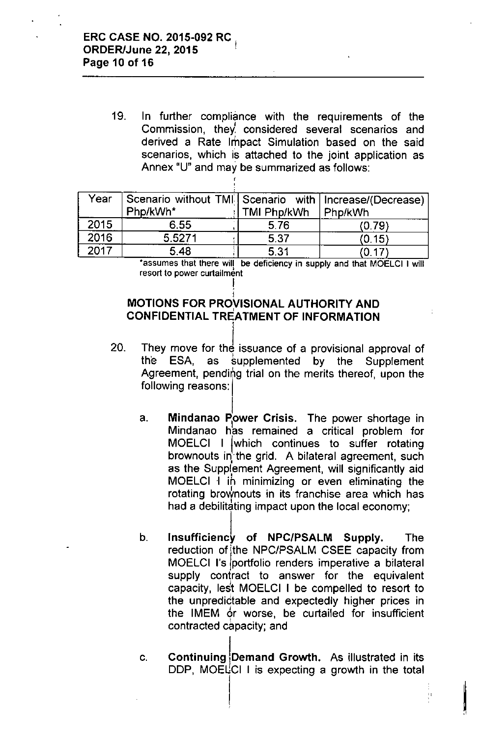19. In further compliance with the requirements of the Commission, they considered several scenarios and derived a Rate Impact Simulation based on the said scenarios, which is attached to the joint application as Annex "U" and may be summarized as follows:

| Year | Scenario without TMI Php/kWh* | Scenario with TMI Php/kWh | Increase/(Decrease) Php/kWh |
|---|---|---|---|
| 2015 | 6.55 | 5.76 | (0.79) |
| 2016 | 5.5271 | 5.37 | (0.15) |
| 2017 | 5.48 | 5.31 | (0.17) |

*assumes that there will be deficiency in supply and that MOELCI I will resort to power curtailment

## MOTIONS FOR PROVISIONAL AUTHORITY AND CONFIDENTIAL TREATMENT OF INFORMATION

20. They move for the issuance of a provisional approval of the ESA, as supplemented by the Supplement Agreement, pending trial on the merits thereof, upon the following reasons:

    a. **Mindanao Power Crisis.** The power shortage in Mindanao has remained a critical problem for MOELCI I which continues to suffer rotating brownouts in the grid. A bilateral agreement, such as the Supplement Agreement, will significantly aid MOELCI I in minimizing or even eliminating the rotating brownouts in its franchise area which has had a debilitating impact upon the local economy;

    b. **Insufficiency of NPC/PSALM Supply.** The reduction of the NPC/PSALM CSEE capacity from MOELCI I's portfolio renders imperative a bilateral supply contract to answer for the equivalent capacity, lest MOELCI I be compelled to resort to the unpredictable and expectedly higher prices in the IMEM or worse, be curtailed for insufficient contracted capacity; and

    c. **Continuing Demand Growth.** As illustrated in its DDP, MOELCI I is expecting a growth in the total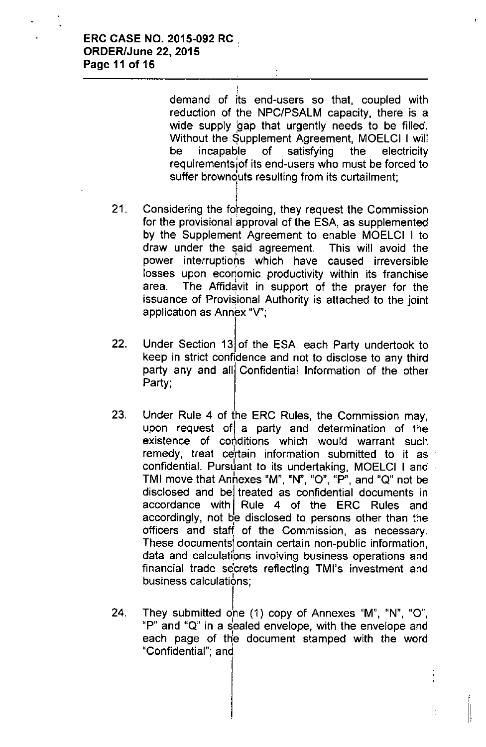demand of its end-users so that, coupled with reduction of the NPC/PSALM capacity, there is a wide supply gap that urgently needs to be filled. Without the Supplement Agreement, MOELCI I will be incapable of satisfying the electricity requirements of its end-users who must be forced to suffer brownouts resulting from its curtailment;

21. Considering the foregoing, they request the Commission for the provisional approval of the ESA, as supplemented by the Supplement Agreement to enable MOELCI I to draw under the said agreement. This will avoid the power interruptions which have caused irreversible losses upon economic productivity within its franchise area. The Affidavit in support of the prayer for the issuance of Provisional Authority is attached to the joint application as Annex "V";

22. Under Section 13 of the ESA, each Party undertook to keep in strict confidence and not to disclose to any third party any and all Confidential Information of the other Party;

23. Under Rule 4 of the ERC Rules, the Commission may, upon request of a party and determination of the existence of conditions which would warrant such remedy, treat certain information submitted to it as confidential. Pursuant to its undertaking, MOELCI I and TMI move that Annexes "M", "N", "O", "P", and "Q" not be disclosed and be treated as confidential documents in accordance with Rule 4 of the ERC Rules and accordingly, not be disclosed to persons other than the officers and staff of the Commission, as necessary. These documents contain certain non-public information, data and calculations involving business operations and financial trade secrets reflecting TMI's investment and business calculations;

24. They submitted one (1) copy of Annexes "M", "N", "O", "P" and "Q" in a sealed envelope, with the envelope and each page of the document stamped with the word "Confidential"; and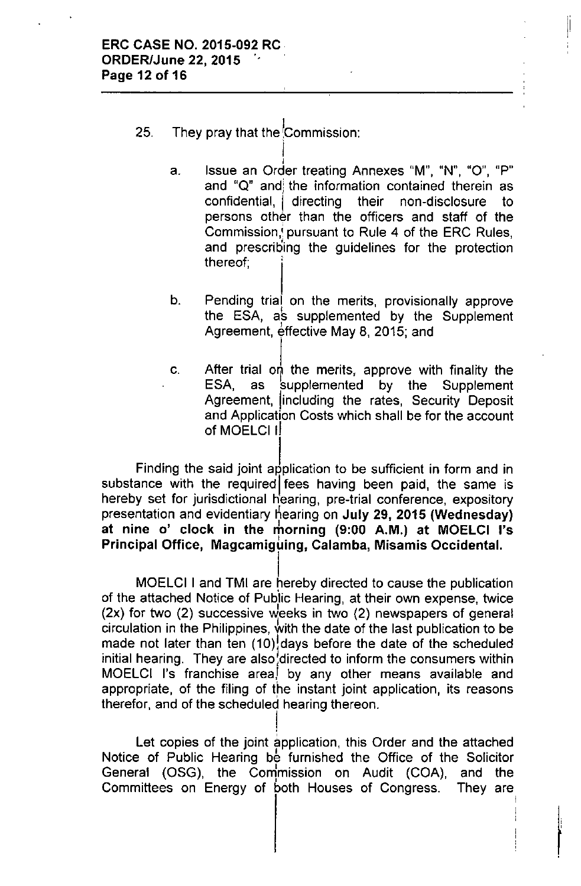25. They pray that the Commission:

    a. Issue an Order treating Annexes "M", "N", "O", "P" and "Q" and the information contained therein as confidential, directing their non-disclosure to persons other than the officers and staff of the Commission, pursuant to Rule 4 of the ERC Rules, and prescribing the guidelines for the protection thereof;

    b. Pending trial on the merits, provisionally approve the ESA, as supplemented by the Supplement Agreement, effective May 8, 2015; and

    c. After trial on the merits, approve with finality the ESA, as supplemented by the Supplement Agreement, including the rates, Security Deposit and Application Costs which shall be for the account of MOELCI I.

Finding the said joint application to be sufficient in form and in substance with the required fees having been paid, the same is hereby set for jurisdictional hearing, pre-trial conference, expository presentation and evidentiary hearing on **July 29, 2015 (Wednesday) at nine o' clock in the morning (9:00 A.M.) at MOELCI I's Principal Office, Magcamiguing, Calamba, Misamis Occidental.**

MOELCI I and TMI are hereby directed to cause the publication of the attached Notice of Public Hearing, at their own expense, twice (2x) for two (2) successive weeks in two (2) newspapers of general circulation in the Philippines, with the date of the last publication to be made not later than ten (10) days before the date of the scheduled initial hearing. They are also directed to inform the consumers within MOELCI I's franchise area, by any other means available and appropriate, of the filing of the instant joint application, its reasons therefor, and of the scheduled hearing thereon.

Let copies of the joint application, this Order and the attached Notice of Public Hearing be furnished the Office of the Solicitor General (OSG), the Commission on Audit (COA), and the Committees on Energy of both Houses of Congress. They are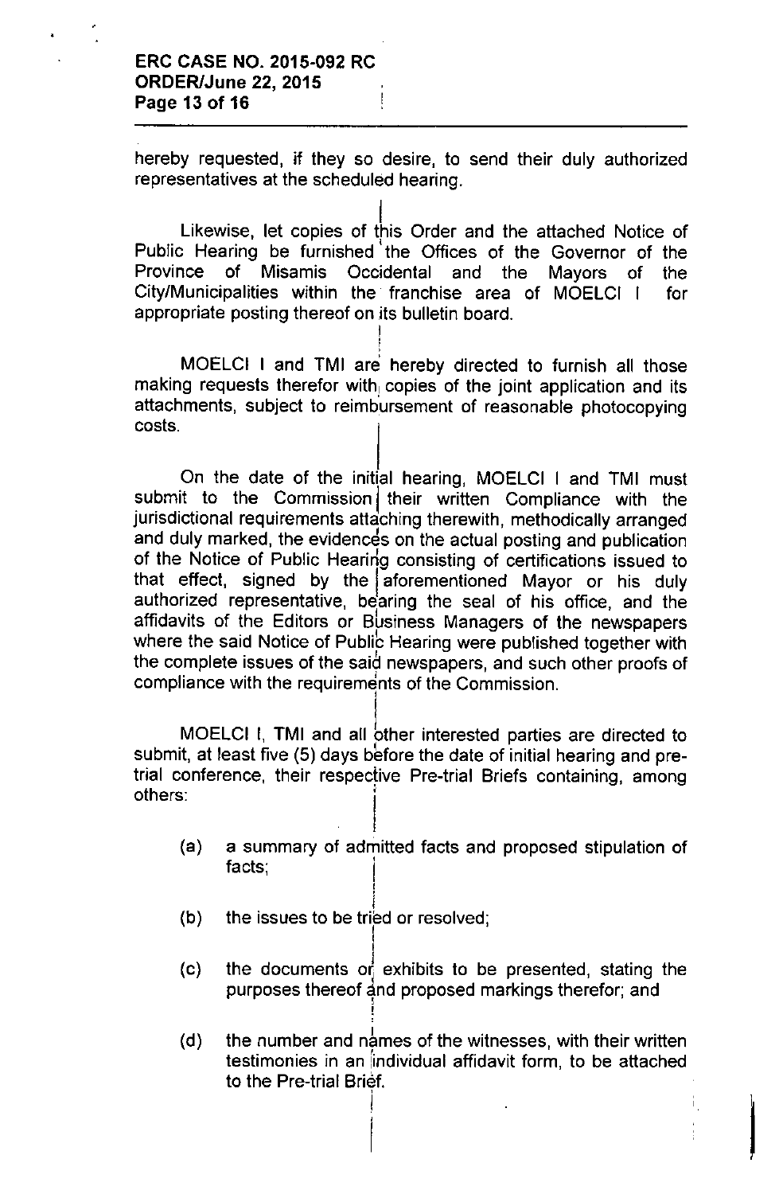hereby requested, if they so desire, to send their duly authorized representatives at the scheduled hearing.

Likewise, let copies of this Order and the attached Notice of Public Hearing be furnished the Offices of the Governor of the Province of Misamis Occidental and the Mayors of the City/Municipalities within the franchise area of MOELCI I for appropriate posting thereof on its bulletin board.

MOELCI I and TMI are hereby directed to furnish all those making requests therefor with copies of the joint application and its attachments, subject to reimbursement of reasonable photocopying costs.

On the date of the initial hearing, MOELCI I and TMI must submit to the Commission their written Compliance with the jurisdictional requirements attaching therewith, methodically arranged and duly marked, the evidences on the actual posting and publication of the Notice of Public Hearing consisting of certifications issued to that effect, signed by the aforementioned Mayor or his duly authorized representative, bearing the seal of his office, and the affidavits of the Editors or Business Managers of the newspapers where the said Notice of Public Hearing were published together with the complete issues of the said newspapers, and such other proofs of compliance with the requirements of the Commission.

MOELCI I, TMI and all other interested parties are directed to submit, at least five (5) days before the date of initial hearing and pre-trial conference, their respective Pre-trial Briefs containing, among others:

(a) a summary of admitted facts and proposed stipulation of facts;

(b) the issues to be tried or resolved;

(c) the documents or exhibits to be presented, stating the purposes thereof and proposed markings therefor; and

(d) the number and names of the witnesses, with their written testimonies in an individual affidavit form, to be attached to the Pre-trial Brief.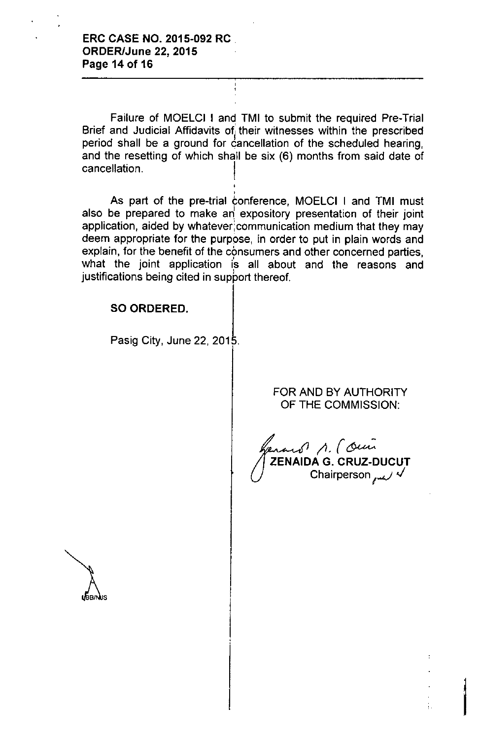Failure of MOELCI I and TMI to submit the required Pre-Trial Brief and Judicial Affidavits of their witnesses within the prescribed period shall be a ground for cancellation of the scheduled hearing, and the resetting of which shall be six (6) months from said date of cancellation.

As part of the pre-trial conference, MOELCI I and TMI must also be prepared to make an expository presentation of their joint application, aided by whatever communication medium that they may deem appropriate for the purpose, in order to put in plain words and explain, for the benefit of the consumers and other concerned parties, what the joint application is all about and the reasons and justifications being cited in support thereof.

**SO ORDERED.**

Pasig City, June 22, 2015.

FOR AND BY AUTHORITY OF THE COMMISSION:

**ZENAIDA G. CRUZ-DUCUT**
Chairperson

LBB/NJS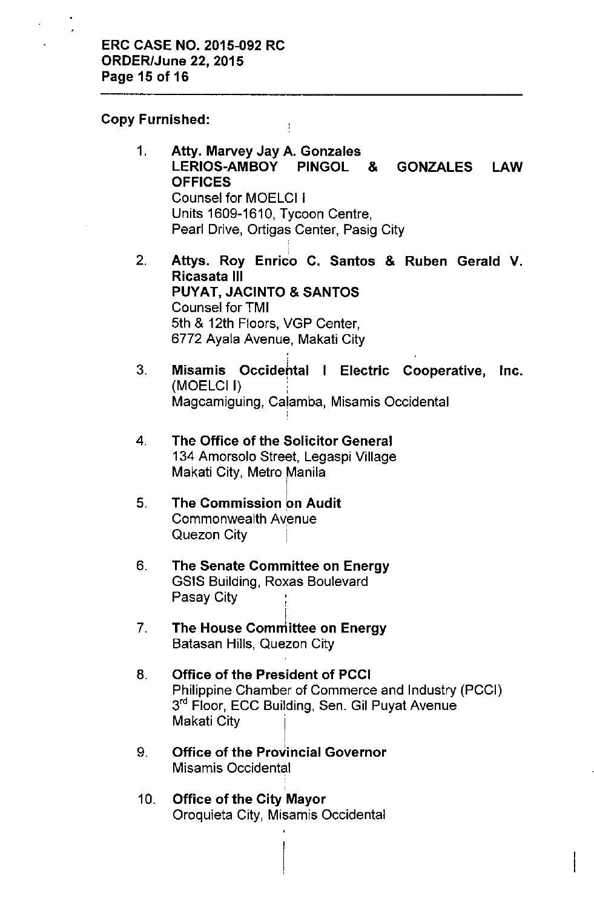**Copy Furnished:**

1. **Atty. Marvey Jay A. Gonzales**
   **LERIOS-AMBOY PINGOL & GONZALES LAW OFFICES**
   Counsel for MOELCI I
   Units 1609-1610, Tycoon Centre,
   Pearl Drive, Ortigas Center, Pasig City

2. **Attys. Roy Enrico C. Santos & Ruben Gerald V. Ricasata III**
   **PUYAT, JACINTO & SANTOS**
   Counsel for TMI
   5th & 12th Floors, VGP Center,
   6772 Ayala Avenue, Makati City

3. **Misamis Occidental I Electric Cooperative, Inc.** (MOELCI I)
   Magcamiguing, Calamba, Misamis Occidental

4. **The Office of the Solicitor General**
   134 Amorsolo Street, Legaspi Village
   Makati City, Metro Manila

5. **The Commission on Audit**
   Commonwealth Avenue
   Quezon City

6. **The Senate Committee on Energy**
   GSIS Building, Roxas Boulevard
   Pasay City

7. **The House Committee on Energy**
   Batasan Hills, Quezon City

8. **Office of the President of PCCI**
   Philippine Chamber of Commerce and Industry (PCCI)
   3rd Floor, ECC Building, Sen. Gil Puyat Avenue
   Makati City

9. **Office of the Provincial Governor**
   Misamis Occidental

10. **Office of the City Mayor**
    Oroquieta City, Misamis Occidental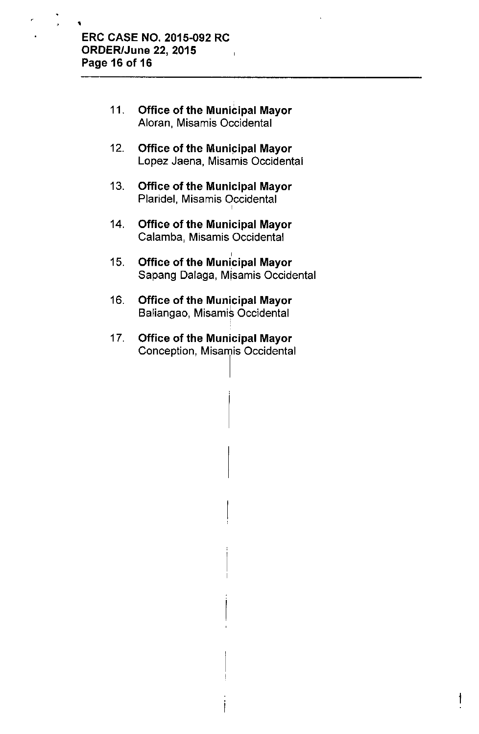11. **Office of the Municipal Mayor**
    Aloran, Misamis Occidental

12. **Office of the Municipal Mayor**
    Lopez Jaena, Misamis Occidental

13. **Office of the Municipal Mayor**
    Plaridel, Misamis Occidental

14. **Office of the Municipal Mayor**
    Calamba, Misamis Occidental

15. **Office of the Municipal Mayor**
    Sapang Dalaga, Misamis Occidental

16. **Office of the Municipal Mayor**
    Baliangao, Misamis Occidental

17. **Office of the Municipal Mayor**
    Conception, Misamis Occidental